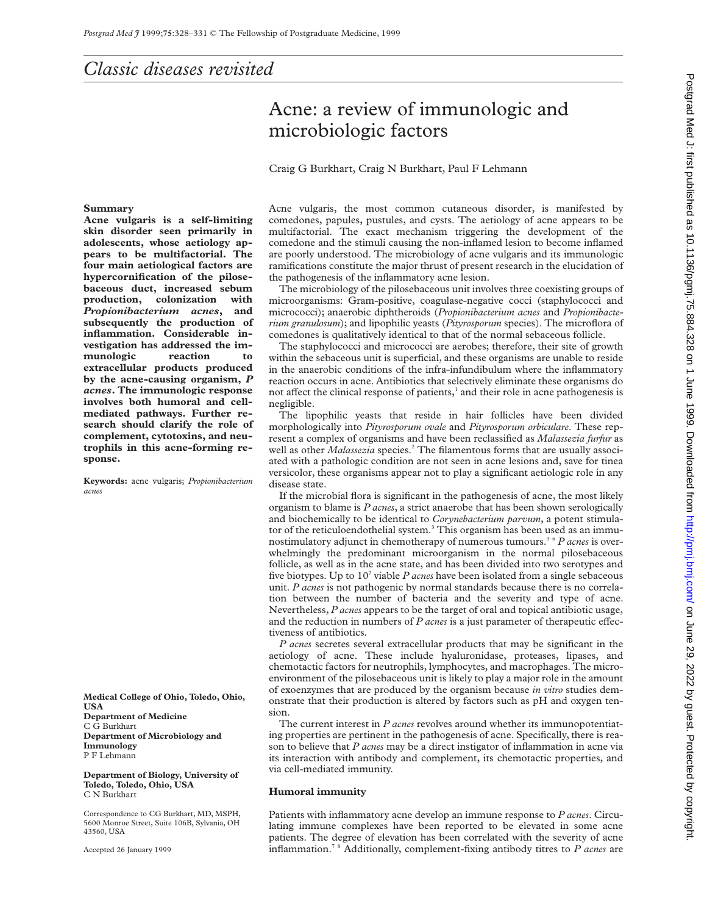## Classic diseases revisited

# Acne: a review of immunologic and microbiologic factors

Craig G Burkhart, Craig N Burkhart, Paul F Lehmann

**Summary**

**Acne vulgaris is a self-limiting skin disorder seen primarily in adolescents, whose aetiology appears to be multifactorial. The four main aetiological factors are hypercornification of the pilosebaceous duct, increased sebum production, colonization with *Propionibacterium acnes*, and subsequently the production of inflammation. Considerable investigation has addressed the immunologic reaction to extracellular products produced by the acne-causing organism, *P acnes*. The immunologic response involves both humoral and cell-mediated pathways. Further research should clarify the role of complement, cytotoxins, and neutrophils in this acne-forming response.**

**Keywords:** acne vulgaris; *Propionibacterium acnes*

**Medical College of Ohio, Toledo, Ohio, USA**
**Department of Medicine**
C G Burkhart
**Department of Microbiology and Immunology**
P F Lehmann

**Department of Biology, University of Toledo, Toledo, Ohio, USA**
C N Burkhart

Correspondence to CG Burkhart, MD, MSPH, 5600 Monroe Street, Suite 106B, Sylvania, OH 43560, USA

Accepted 26 January 1999

Acne vulgaris, the most common cutaneous disorder, is manifested by comedones, papules, pustules, and cysts. The aetiology of acne appears to be multifactorial. The exact mechanism triggering the development of the comedone and the stimuli causing the non-inflamed lesion to become inflamed are poorly understood. The microbiology of acne vulgaris and its immunologic ramifications constitute the major thrust of present research in the elucidation of the pathogenesis of the inflammatory acne lesion.

The microbiology of the pilosebaceous unit involves three coexisting groups of microorganisms: Gram-positive, coagulase-negative cocci (staphylococci and micrococci); anaerobic diphtheroids (*Propionibacterium acnes* and *Propionibacterium granulosum*); and lipophilic yeasts (*Pityrosporum* species). The microflora of comedones is qualitatively identical to that of the normal sebaceous follicle.

The staphylococci and micrococci are aerobes; therefore, their site of growth within the sebaceous unit is superficial, and these organisms are unable to reside in the anaerobic conditions of the infra-infundibulum where the inflammatory reaction occurs in acne. Antibiotics that selectively eliminate these organisms do not affect the clinical response of patients,[1] and their role in acne pathogenesis is negligible.

The lipophilic yeasts that reside in hair follicles have been divided morphologically into *Pityrosporum ovale* and *Pityrosporum orbiculare*. These represent a complex of organisms and have been reclassified as *Malassezia furfur* as well as other *Malassezia* species.[2] The filamentous forms that are usually associated with a pathologic condition are not seen in acne lesions and, save for tinea versicolor, these organisms appear not to play a significant aetiologic role in any disease state.

If the microbial flora is significant in the pathogenesis of acne, the most likely organism to blame is *P acnes*, a strict anaerobe that has been shown serologically and biochemically to be identical to *Corynebacterium parvum*, a potent stimulator of the reticuloendothelial system.[3] This organism has been used as an immunostimulatory adjunct in chemotherapy of numerous tumours.[3–6] *P acnes* is overwhelmingly the predominant microorganism in the normal pilosebaceous follicle, as well as in the acne state, and has been divided into two serotypes and five biotypes. Up to $10^7$ viable *P acnes* have been isolated from a single sebaceous unit. *P acnes* is not pathogenic by normal standards because there is no correlation between the number of bacteria and the severity and type of acne. Nevertheless, *P acnes* appears to be the target of oral and topical antibiotic usage, and the reduction in numbers of *P acnes* is a just parameter of therapeutic effectiveness of antibiotics.

*P acnes* secretes several extracellular products that may be significant in the aetiology of acne. These include hyaluronidase, proteases, lipases, and chemotactic factors for neutrophils, lymphocytes, and macrophages. The microenvironment of the pilosebaceous unit is likely to play a major role in the amount of exoenzymes that are produced by the organism because *in vitro* studies demonstrate that their production is altered by factors such as pH and oxygen tension.

The current interest in *P acnes* revolves around whether its immunopotentiating properties are pertinent in the pathogenesis of acne. Specifically, there is reason to believe that *P acnes* may be a direct instigator of inflammation in acne via its interaction with antibody and complement, its chemotactic properties, and via cell-mediated immunity.

### Humoral immunity

Patients with inflammatory acne develop an immune response to *P acnes*. Circulating immune complexes have been reported to be elevated in some acne patients. The degree of elevation has been correlated with the severity of acne inflammation.[7,8] Additionally, complement-fixing antibody titres to *P acnes* are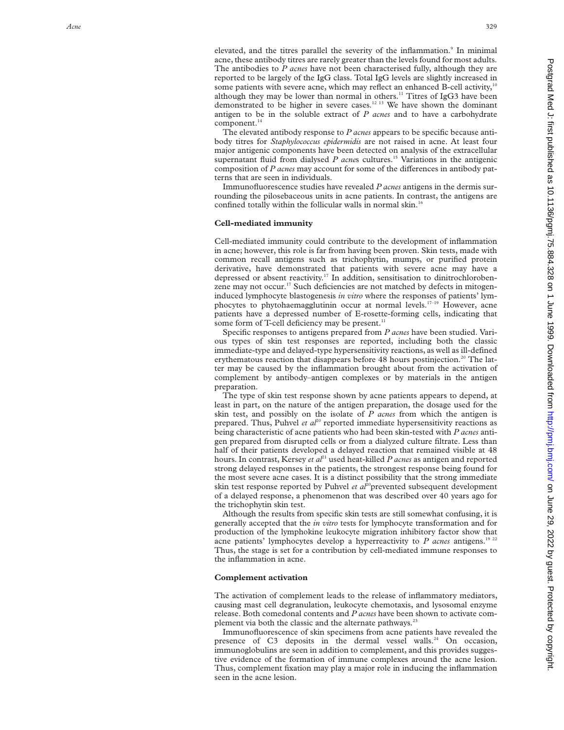elevated, and the titres parallel the severity of the inflammation.[9] In minimal acne, these antibody titres are rarely greater than the levels found for most adults. The antibodies to *P acnes* have not been characterised fully, although they are reported to be largely of the IgG class. Total IgG levels are slightly increased in some patients with severe acne, which may reflect an enhanced B-cell activity,[10] although they may be lower than normal in others.[11] Titres of IgG3 have been demonstrated to be higher in severe cases.[12 13] We have shown the dominant antigen to be in the soluble extract of *P acnes* and to have a carbohydrate component.[14]

The elevated antibody response to *P acnes* appears to be specific because antibody titres for *Staphylococcus epidermidis* are not raised in acne. At least four major antigenic components have been detected on analysis of the extracellular supernatant fluid from dialysed *P acne*s cultures.[15] Variations in the antigenic composition of *P acnes* may account for some of the differences in antibody patterns that are seen in individuals.

Immunofluorescence studies have revealed *P acnes* antigens in the dermis surrounding the pilosebaceous units in acne patients. In contrast, the antigens are confined totally within the follicular walls in normal skin.[16]

### Cell-mediated immunity

Cell-mediated immunity could contribute to the development of inflammation in acne; however, this role is far from having been proven. Skin tests, made with common recall antigens such as trichophytin, mumps, or purified protein derivative, have demonstrated that patients with severe acne may have a depressed or absent reactivity.[17] In addition, sensitisation to dinitrochlorobenzene may not occur.[17] Such deficiencies are not matched by defects in mitogen-induced lymphocyte blastogenesis *in vitro* where the responses of patients' lymphocytes to phytohaemagglutinin occur at normal levels.[17–19] However, acne patients have a depressed number of E-rosette-forming cells, indicating that some form of T-cell deficiency may be present.[11]

Specific responses to antigens prepared from *P acnes* have been studied. Various types of skin test responses are reported, including both the classic immediate-type and delayed-type hypersensitivity reactions, as well as ill-defined erythematous reaction that disappears before 48 hours postinjection.[20] The latter may be caused by the inflammation brought about from the activation of complement by antibody–antigen complexes or by materials in the antigen preparation.

The type of skin test response shown by acne patients appears to depend, at least in part, on the nature of the antigen preparation, the dosage used for the skin test, and possibly on the isolate of *P acnes* from which the antigen is prepared. Thus, Puhvel *et al*[20] reported immediate hypersensitivity reactions as being characteristic of acne patients who had been skin-tested with *P acnes* antigen prepared from disrupted cells or from a dialyzed culture filtrate. Less than half of their patients developed a delayed reaction that remained visible at 48 hours. In contrast, Kersey *et al*[21] used heat-killed *P acnes* as antigen and reported strong delayed responses in the patients, the strongest response being found for the most severe acne cases. It is a distinct possibility that the strong immediate skin test response reported by Puhvel *et al*[20] prevented subsequent development of a delayed response, a phenomenon that was described over 40 years ago for the trichophytin skin test.

Although the results from specific skin tests are still somewhat confusing, it is generally accepted that the *in vitro* tests for lymphocyte transformation and for production of the lymphokine leukocyte migration inhibitory factor show that acne patients' lymphocytes develop a hyperreactivity to *P acnes* antigens.[19 22] Thus, the stage is set for a contribution by cell-mediated immune responses to the inflammation in acne.

### Complement activation

The activation of complement leads to the release of inflammatory mediators, causing mast cell degranulation, leukocyte chemotaxis, and lysosomal enzyme release. Both comedonal contents and *P acnes* have been shown to activate complement via both the classic and the alternate pathways.[23]

Immunofluorescence of skin specimens from acne patients have revealed the presence of C3 deposits in the dermal vessel walls.[24] On occasion, immunoglobulins are seen in addition to complement, and this provides suggestive evidence of the formation of immune complexes around the acne lesion. Thus, complement fixation may play a major role in inducing the inflammation seen in the acne lesion.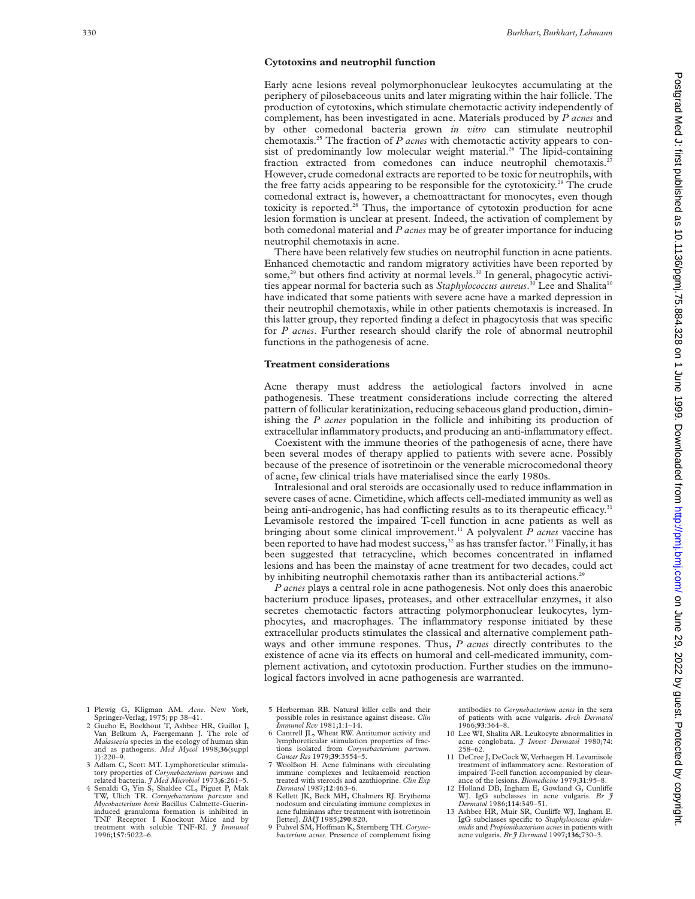### Cytotoxins and neutrophil function

Early acne lesions reveal polymorphonuclear leukocytes accumulating at the periphery of pilosebaceous units and later migrating within the hair follicle. The production of cytotoxins, which stimulate chemotactic activity independently of complement, has been investigated in acne. Materials produced by *P acnes* and by other comedonal bacteria grown *in vitro* can stimulate neutrophil chemotaxis.[25] The fraction of *P acnes* with chemotactic activity appears to consist of predominantly low molecular weight material.[26] The lipid-containing fraction extracted from comedones can induce neutrophil chemotaxis.[27] However, crude comedonal extracts are reported to be toxic for neutrophils, with the free fatty acids appearing to be responsible for the cytotoxicity.[28] The crude comedonal extract is, however, a chemoattractant for monocytes, even though toxicity is reported.[28] Thus, the importance of cytotoxin production for acne lesion formation is unclear at present. Indeed, the activation of complement by both comedonal material and *P acnes* may be of greater importance for inducing neutrophil chemotaxis in acne.

There have been relatively few studies on neutrophil function in acne patients. Enhanced chemotactic and random migratory activities have been reported by some,[29] but others find activity at normal levels.[30] In general, phagocytic activities appear normal for bacteria such as *Staphylococcus aureus*.[30] Lee and Shalita[10] have indicated that some patients with severe acne have a marked depression in their neutrophil chemotaxis, while in other patients chemotaxis is increased. In this latter group, they reported finding a defect in phagocytosis that was specific for *P acnes*. Further research should clarify the role of abnormal neutrophil functions in the pathogenesis of acne.

### Treatment considerations

Acne therapy must address the aetiological factors involved in acne pathogenesis. These treatment considerations include correcting the altered pattern of follicular keratinization, reducing sebaceous gland production, diminishing the *P acnes* population in the follicle and inhibiting its production of extracellular inflammatory products, and producing an anti-inflammatory effect.

Coexistent with the immune theories of the pathogenesis of acne, there have been several modes of therapy applied to patients with severe acne. Possibly because of the presence of isotretinoin or the venerable microcomedonal theory of acne, few clinical trials have materialised since the early 1980s.

Intralesional and oral steroids are occasionally used to reduce inflammation in severe cases of acne. Cimetidine, which affects cell-mediated immunity as well as being anti-androgenic, has had conflicting results as to its therapeutic efficacy.[31] Levamisole restored the impaired T-cell function in acne patients as well as bringing about some clinical improvement.[11] A polyvalent *P acnes* vaccine has been reported to have had modest success,[32] as has transfer factor.[33] Finally, it has been suggested that tetracycline, which becomes concentrated in inflamed lesions and has been the mainstay of acne treatment for two decades, could act by inhibiting neutrophil chemotaxis rather than its antibacterial actions.[29]

*P acnes* plays a central role in acne pathogenesis. Not only does this anaerobic bacterium produce lipases, proteases, and other extracellular enzymes, it also secretes chemotactic factors attracting polymorphonuclear leukocytes, lymphocytes, and macrophages. The inflammatory response initiated by these extracellular products stimulates the classical and alternative complement pathways and other immune respones. Thus, *P acnes* directly contributes to the existence of acne via its effects on humoral and cell-medicated immunity, complement activation, and cytotoxin production. Further studies on the immunological factors involved in acne pathogenesis are warranted.

1 Plewig G, Kligman AM. *Acne*. New York, Springer-Verlag, 1975; pp 38–41.

2 Gueho E, Boekhout T, Ashbee HR, Guillot J, Van Belkum A, Faergemann J. The role of *Malassezia* species in the ecology of human skin and as pathogens. *Med Mycol* 1998;**36**(suppl 1):220–9.

3 Adlam C, Scott MT. Lymphoreticular stimulatory properties of *Corynebacterium parvum* and related bacteria. *J Med Microbiol* 1973;**6**:261–5.

4 Senaldi G, Yin S, Shaklee CL, Piguet P, Mak TW, Ulich TR. *Cornyebacterium parvum* and *Mycobacterium bovis* Bacillus Calmette-Guerin-induced granuloma formation is inhibited in TNF Receptor I Knockout Mice and by treatment with soluble TNF-RI. *J Immunol* 1996;**157**:5022–6.

5 Herberman RB. Natural killer cells and their possible roles in resistance against disease. *Clin Immunol Rev* 1981;**1**:1–14.

6 Cantrell JL, Wheat RW. Antitumor activity and lymphoreticular stimulation properties of fractions isolated from *Corynebacterium parvum*. *Cancer Res* 1979;**39**:3554–5.

7 Woolfson H. Acne fulminans with circulating immune complexes and leukaemoid reaction treated with steroids and azathioprine. *Clin Exp Dermatol* 1987;**12**:463–6.

8 Kellett JK, Beck MH, Chalmers RJ. Erythema nodosum and circulating immune complexes in acne fulminans after treatment with isotretinoin [letter]. *BMJ* 1985;**290**:820.

9 Puhvel SM, Hoffman K, Sternberg TH. *Corynebacterium acnes*. Presence of complement fixing antibodies to *Corynebacterium acnes* in the sera of patients with acne vulgaris. *Arch Dermatol* 1966;**93**:364–8.

10 Lee WI, Shalita AR. Leukocyte abnormalities in acne conglobata. *J Invest Dermatol* 1980;**74**: 258–62.

11 DeCree J, DeCock W, Verhaegen H. Levamisole treatment of inflammatory acne. Restoration of impaired T-cell function accompanied by clearance of the lesions. *Biomedicine* 1979;**31**:95–8.

12 Holland DB, Ingham E, Gowland G, Cunliffe WJ. IgG subclasses in acne vulgaris. *Br J Dermatol* 1986;**114**:349–51.

13 Ashbee HR, Muir SR, Cunliffe WJ, Ingham E. IgG subclasses specific to *Staphylococcus epidermidis* and *Propionibacterium acnes* in patients with acne vulgaris. *Br J Dermatol* 1997;**136**;730–3.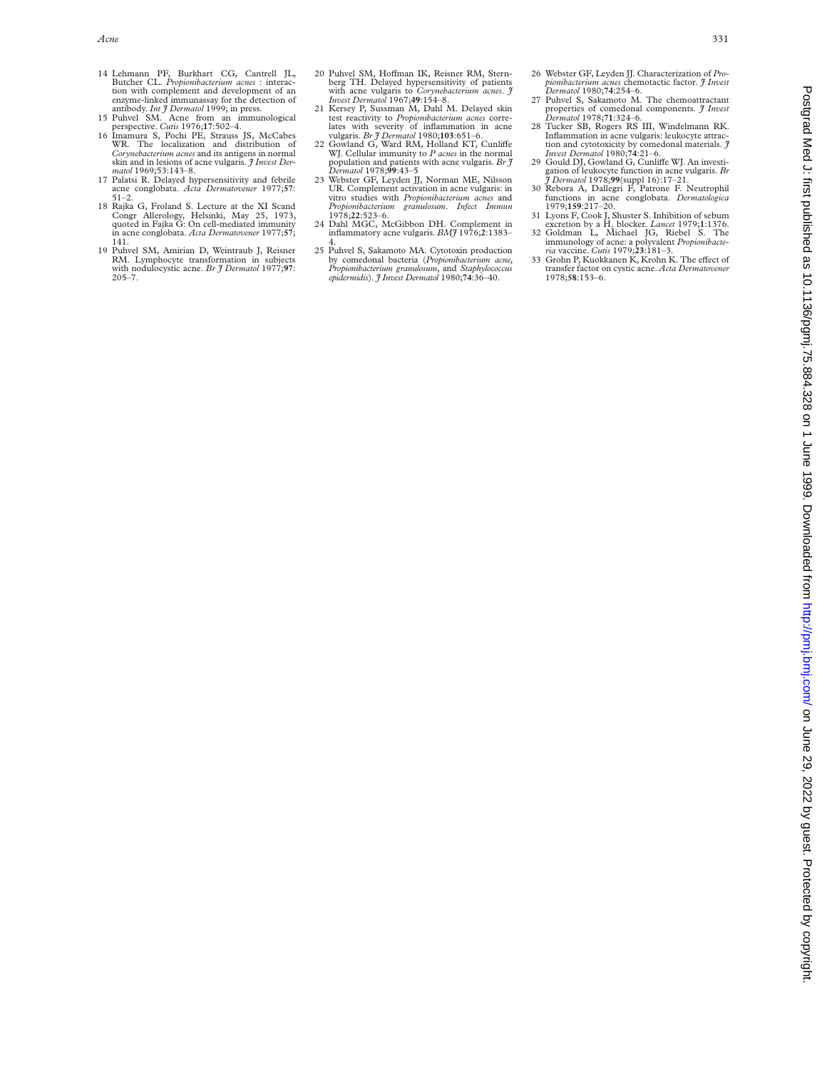14 Lehmann PF, Burkhart CG, Cantrell JL, Butcher CL. *Propionibacterium acnes* : interaction with complement and development of an enzyme-linked immunassay for the detection of antibody. *Int J Dermatol* 1999; in press.
15 Puhvel SM. Acne from an immunological perspective. *Cutis* 1976;**17**:502–4.
16 Imamura S, Pochi PE, Strauss JS, McCabes WR. The localization and distribution of *Corynebacterium acnes* and its antigens in normal skin and in lesions of acne vulgaris. *J Invest Dermatol* 1969;53:143–8.
17 Palatsi R. Delayed hypersensitivity and febrile acne conglobata. *Acta Dermatovener* 1977;**57**: 51–2.
18 Rajka G, Froland S. Lecture at the XI Scand Congr Allerology, Helsinki, May 25, 1973, quoted in Fajka G: On cell-mediated immunity in acne conglobata. *Acta Dermatovener* 1977;**57**; 141.
19 Puhvel SM, Amirian D, Weintraub J, Reisner RM. Lymphocyte transformation in subjects with nodulocystic acne. *Br J Dermatol* 1977;**97**: 205–7.
20 Puhvel SM, Hoffman IK, Reisner RM, Sternberg TH. Delayed hypersensitivity of patients with acne vulgaris to *Corynebacterium acnes*. *J Invest Dermatol* 1967;**49**:154–8.
21 Kersey P, Sussman M, Dahl M. Delayed skin test reactivity to *Propionibacterium acnes* correlates with severity of inflammation in acne vulgaris. *Br J Dermatol* 1980;**103**:651–6.
22 Gowland G, Ward RM, Holland KT, Cunliffe WJ. Cellular immunity to *P acnes* in the normal population and patients with acne vulgaris. *Br J Dermatol* 1978;**99**:43–5
23 Webster GF, Leyden JJ, Norman ME, Nilsson UR. Complement activation in acne vulgaris: in vitro studies with *Propionibacterium acnes* and *Propionibacterium granulosum*. *Infect Immun* 1978;**22**:523–6.
24 Dahl MGC, McGibbon DH. Complement in inflammatory acne vulgaris. *BMJ* 1976;**2**:1383–4.
25 Puhvel S, Sakamoto MA. Cytotoxin production by comedonal bacteria (*Propionibacterium acne, Propionibacterium granulosum*, and *Staphylococcus epidermidis*). *J Invest Dermatol* 1980;**74**:36–40.
26 Webster GF, Leyden JJ. Characterization of *Propionibacterium acnes* chemotactic factor. *J Invest Dermatol* 1980;**74**:254–6.
27 Puhvel S, Sakamoto M. The chemoattractant properties of comedonal components. *J Invest Dermatol* 1978;**71**:324–6.
28 Tucker SB, Rogers RS III, Windelmann RK. Inflammation in acne vulgaris: leukocyte attraction and cytotoxicity by comedonal materials. *J Invest Dermatol* 1980;**74**:21–6.
29 Gould DJ, Gowland G, Cunliffe WJ. An investigation of leukocyte function in acne vulgaris. *Br J Dermatol* 1978;**99**(suppl 16):17–21.
30 Rebora A, Dallegri F, Patrone F. Neutrophil functions in acne conglobata. *Dermatologica* 1979;**159**:217–20.
31 Lyons F, Cook J, Shuster S. Inhibition of sebum excretion by a $H_2$ blocker. *Lancet* 1979;**1**:1376.
32 Goldman L, Michael JG, Riebel S. The immunology of acne: a polyvalent *Propionibacteria* vaccine. *Cutis* 1979;**23**:181–3.
33 Grohn P, Kuokkanen K, Krohn K. The effect of transfer factor on cystic acne. *Acta Dermatovener* 1978;**58**:153–6.